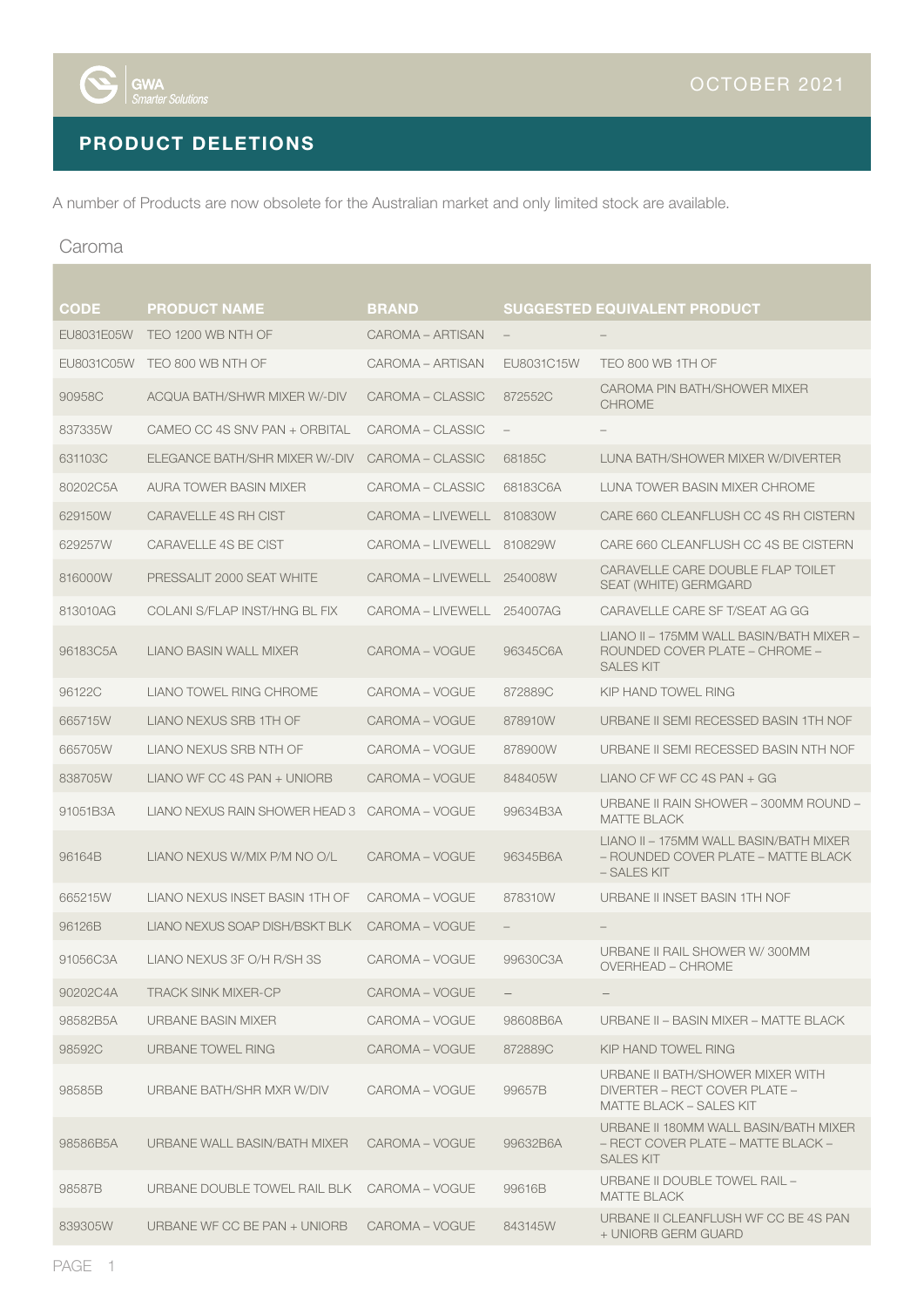OCTOBER 2021

## PRODUCT DELETIONS

A number of Products are now obsolete for the Australian market and only limited stock are available.

### Caroma

| CODE | PRODUCT NAME | BRAND | SUGGESTED EQUIVALENT PRODUCT | |
|---|---|---|---|---|
| EU8031E05W | TEO 1200 WB NTH OF | CAROMA – ARTISAN | – | – |
| EU8031C05W | TEO 800 WB NTH OF | CAROMA – ARTISAN | EU8031C15W | TEO 800 WB 1TH OF |
| 90958C | ACQUA BATH/SHWR MIXER W/-DIV | CAROMA – CLASSIC | 872552C | CAROMA PIN BATH/SHOWER MIXER CHROME |
| 837335W | CAMEO CC 4S SNV PAN + ORBITAL | CAROMA – CLASSIC | – | – |
| 631103C | ELEGANCE BATH/SHR MIXER W/-DIV | CAROMA – CLASSIC | 68185C | LUNA BATH/SHOWER MIXER W/DIVERTER |
| 80202C5A | AURA TOWER BASIN MIXER | CAROMA – CLASSIC | 68183C6A | LUNA TOWER BASIN MIXER CHROME |
| 629150W | CARAVELLE 4S RH CIST | CAROMA – LIVEWELL | 810830W | CARE 660 CLEANFLUSH CC 4S RH CISTERN |
| 629257W | CARAVELLE 4S BE CIST | CAROMA – LIVEWELL | 810829W | CARE 660 CLEANFLUSH CC 4S BE CISTERN |
| 816000W | PRESSALIT 2000 SEAT WHITE | CAROMA – LIVEWELL | 254008W | CARAVELLE CARE DOUBLE FLAP TOILET SEAT (WHITE) GERMGARD |
| 813010AG | COLANI S/FLAP INST/HNG BL FIX | CAROMA – LIVEWELL | 254007AG | CARAVELLE CARE SF T/SEAT AG GG |
| 96183C5A | LIANO BASIN WALL MIXER | CAROMA – VOGUE | 96345C6A | LIANO II – 175MM WALL BASIN/BATH MIXER – ROUNDED COVER PLATE – CHROME – SALES KIT |
| 96122C | LIANO TOWEL RING CHROME | CAROMA – VOGUE | 872889C | KIP HAND TOWEL RING |
| 665715W | LIANO NEXUS SRB 1TH OF | CAROMA – VOGUE | 878910W | URBANE II SEMI RECESSED BASIN 1TH NOF |
| 665705W | LIANO NEXUS SRB NTH OF | CAROMA – VOGUE | 878900W | URBANE II SEMI RECESSED BASIN NTH NOF |
| 838705W | LIANO WF CC 4S PAN + UNIORB | CAROMA – VOGUE | 848405W | LIANO CF WF CC 4S PAN + GG |
| 91051B3A | LIANO NEXUS RAIN SHOWER HEAD 3 | CAROMA – VOGUE | 99634B3A | URBANE II RAIN SHOWER – 300MM ROUND – MATTE BLACK |
| 96164B | LIANO NEXUS W/MIX P/M NO O/L | CAROMA – VOGUE | 96345B6A | LIANO II – 175MM WALL BASIN/BATH MIXER – ROUNDED COVER PLATE – MATTE BLACK – SALES KIT |
| 665215W | LIANO NEXUS INSET BASIN 1TH OF | CAROMA – VOGUE | 878310W | URBANE II INSET BASIN 1TH NOF |
| 96126B | LIANO NEXUS SOAP DISH/BSKT BLK | CAROMA – VOGUE | – | – |
| 91056C3A | LIANO NEXUS 3F O/H R/SH 3S | CAROMA – VOGUE | 99630C3A | URBANE II RAIL SHOWER W/ 300MM OVERHEAD – CHROME |
| 90202C4A | TRACK SINK MIXER-CP | CAROMA – VOGUE | – | – |
| 98582B5A | URBANE BASIN MIXER | CAROMA – VOGUE | 98608B6A | URBANE II – BASIN MIXER – MATTE BLACK |
| 98592C | URBANE TOWEL RING | CAROMA – VOGUE | 872889C | KIP HAND TOWEL RING |
| 98585B | URBANE BATH/SHR MXR W/DIV | CAROMA – VOGUE | 99657B | URBANE II BATH/SHOWER MIXER WITH DIVERTER – RECT COVER PLATE – MATTE BLACK – SALES KIT |
| 98586B5A | URBANE WALL BASIN/BATH MIXER | CAROMA – VOGUE | 99632B6A | URBANE II 180MM WALL BASIN/BATH MIXER – RECT COVER PLATE – MATTE BLACK – SALES KIT |
| 98587B | URBANE DOUBLE TOWEL RAIL BLK | CAROMA – VOGUE | 99616B | URBANE II DOUBLE TOWEL RAIL – MATTE BLACK |
| 839305W | URBANE WF CC BE PAN + UNIORB | CAROMA – VOGUE | 843145W | URBANE II CLEANFLUSH WF CC BE 4S PAN + UNIORB GERM GUARD |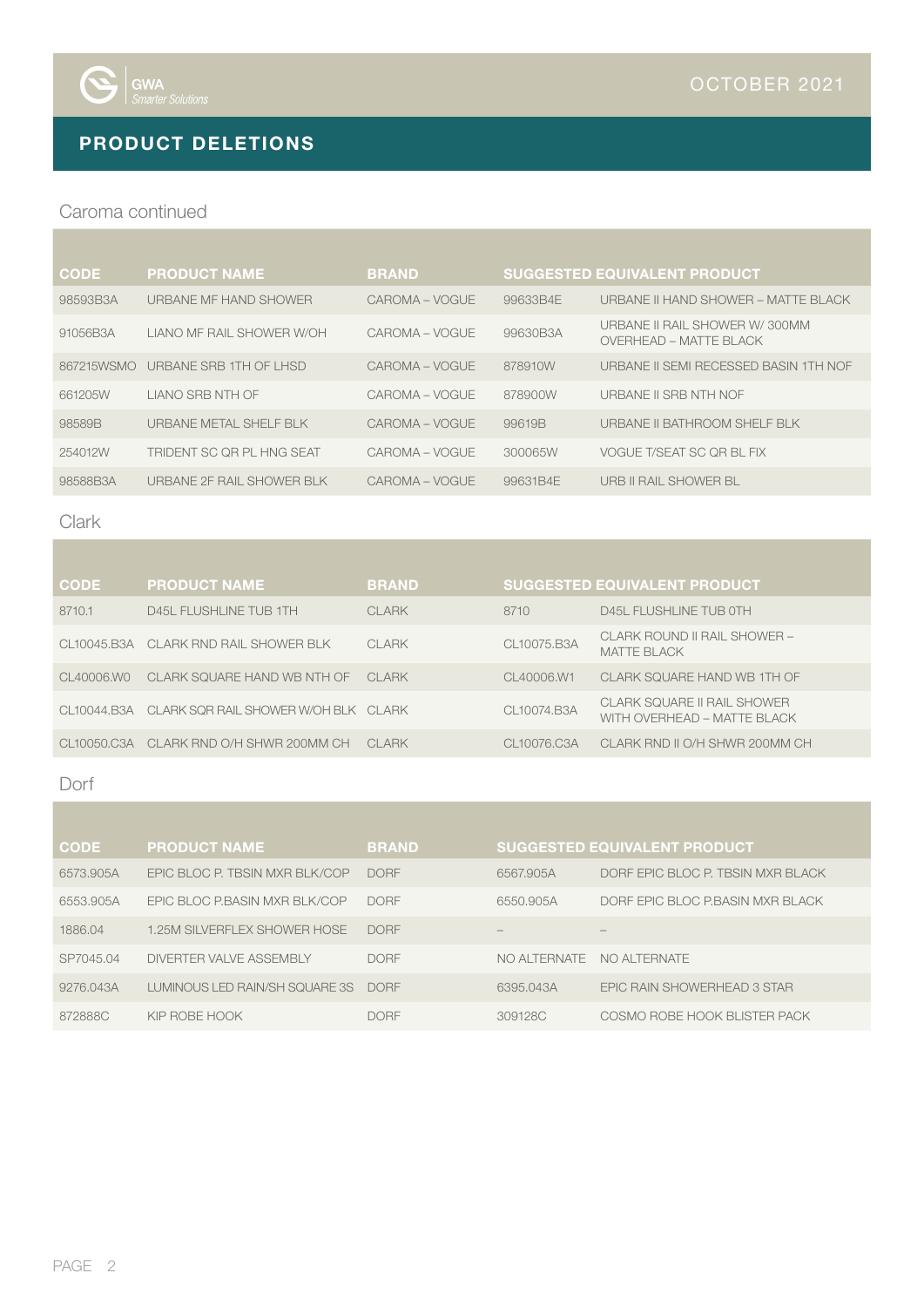## PRODUCT DELETIONS

### Caroma continued

| CODE | PRODUCT NAME | BRAND | SUGGESTED EQUIVALENT PRODUCT | |
|---|---|---|---|---|
| 98593B3A | URBANE MF HAND SHOWER | CAROMA – VOGUE | 99633B4E | URBANE II HAND SHOWER – MATTE BLACK |
| 91056B3A | LIANO MF RAIL SHOWER W/OH | CAROMA – VOGUE | 99630B3A | URBANE II RAIL SHOWER W/ 300MM OVERHEAD – MATTE BLACK |
| 867215WSMO | URBANE SRB 1TH OF LHSD | CAROMA – VOGUE | 878910W | URBANE II SEMI RECESSED BASIN 1TH NOF |
| 661205W | LIANO SRB NTH OF | CAROMA – VOGUE | 878900W | URBANE II SRB NTH NOF |
| 98589B | URBANE METAL SHELF BLK | CAROMA – VOGUE | 99619B | URBANE II BATHROOM SHELF BLK |
| 254012W | TRIDENT SC QR PL HNG SEAT | CAROMA – VOGUE | 300065W | VOGUE T/SEAT SC QR BL FIX |
| 98588B3A | URBANE 2F RAIL SHOWER BLK | CAROMA – VOGUE | 99631B4E | URB II RAIL SHOWER BL |

### Clark

| CODE | PRODUCT NAME | BRAND | SUGGESTED EQUIVALENT PRODUCT | |
|---|---|---|---|---|
| 8710.1 | D45L FLUSHLINE TUB 1TH | CLARK | 8710 | D45L FLUSHLINE TUB 0TH |
| CL10045.B3A | CLARK RND RAIL SHOWER BLK | CLARK | CL10075.B3A | CLARK ROUND II RAIL SHOWER – MATTE BLACK |
| CL40006.W0 | CLARK SQUARE HAND WB NTH OF | CLARK | CL40006.W1 | CLARK SQUARE HAND WB 1TH OF |
| CL10044.B3A | CLARK SQR RAIL SHOWER W/OH BLK | CLARK | CL10074.B3A | CLARK SQUARE II RAIL SHOWER WITH OVERHEAD – MATTE BLACK |
| CL10050.C3A | CLARK RND O/H SHWR 200MM CH | CLARK | CL10076.C3A | CLARK RND II O/H SHWR 200MM CH |

### Dorf

| CODE | PRODUCT NAME | BRAND | SUGGESTED EQUIVALENT PRODUCT | |
|---|---|---|---|---|
| 6573.905A | EPIC BLOC P. TBSIN MXR BLK/COP | DORF | 6567.905A | DORF EPIC BLOC P. TBSIN MXR BLACK |
| 6553.905A | EPIC BLOC P.BASIN MXR BLK/COP | DORF | 6550.905A | DORF EPIC BLOC P.BASIN MXR BLACK |
| 1886.04 | 1.25M SILVERFLEX SHOWER HOSE | DORF | – | – |
| SP7045.04 | DIVERTER VALVE ASSEMBLY | DORF | NO ALTERNATE | NO ALTERNATE |
| 9276.043A | LUMINOUS LED RAIN/SH SQUARE 3S | DORF | 6395.043A | EPIC RAIN SHOWERHEAD 3 STAR |
| 872888C | KIP ROBE HOOK | DORF | 309128C | COSMO ROBE HOOK BLISTER PACK |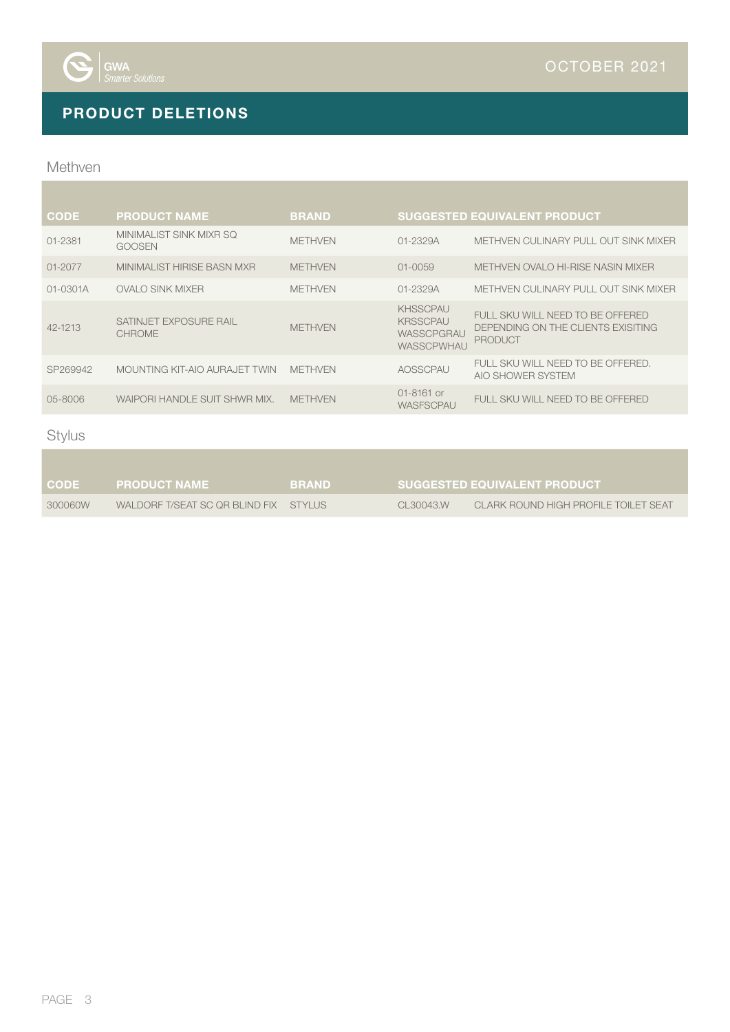GWA
*Smarter Solutions*

OCTOBER 2021

## PRODUCT DELETIONS

### Methven

| CODE | PRODUCT NAME | BRAND | SUGGESTED EQUIVALENT PRODUCT | |
|---|---|---|---|---|
| 01-2381 | MINIMALIST SINK MIXR SQ GOOSEN | METHVEN | 01-2329A | METHVEN CULINARY PULL OUT SINK MIXER |
| 01-2077 | MINIMALIST HIRISE BASN MXR | METHVEN | 01-0059 | METHVEN OVALO HI-RISE NASIN MIXER |
| 01-0301A | OVALO SINK MIXER | METHVEN | 01-2329A | METHVEN CULINARY PULL OUT SINK MIXER |
| 42-1213 | SATINJET EXPOSURE RAIL CHROME | METHVEN | KHSSCPAU KRSSCPAU WASSCPGRAU WASSCPWHAU | FULL SKU WILL NEED TO BE OFFERED DEPENDING ON THE CLIENTS EXISITING PRODUCT |
| SP269942 | MOUNTING KIT-AIO AURAJET TWIN | METHVEN | AOSSCPAU | FULL SKU WILL NEED TO BE OFFERED. AIO SHOWER SYSTEM |
| 05-8006 | WAIPORI HANDLE SUIT SHWR MIX. | METHVEN | 01-8161 or WASFSCPAU | FULL SKU WILL NEED TO BE OFFERED |

### Stylus

| CODE | PRODUCT NAME | BRAND | SUGGESTED EQUIVALENT PRODUCT | |
|---|---|---|---|---|
| 300060W | WALDORF T/SEAT SC QR BLIND FIX | STYLUS | CL30043.W | CLARK ROUND HIGH PROFILE TOILET SEAT |